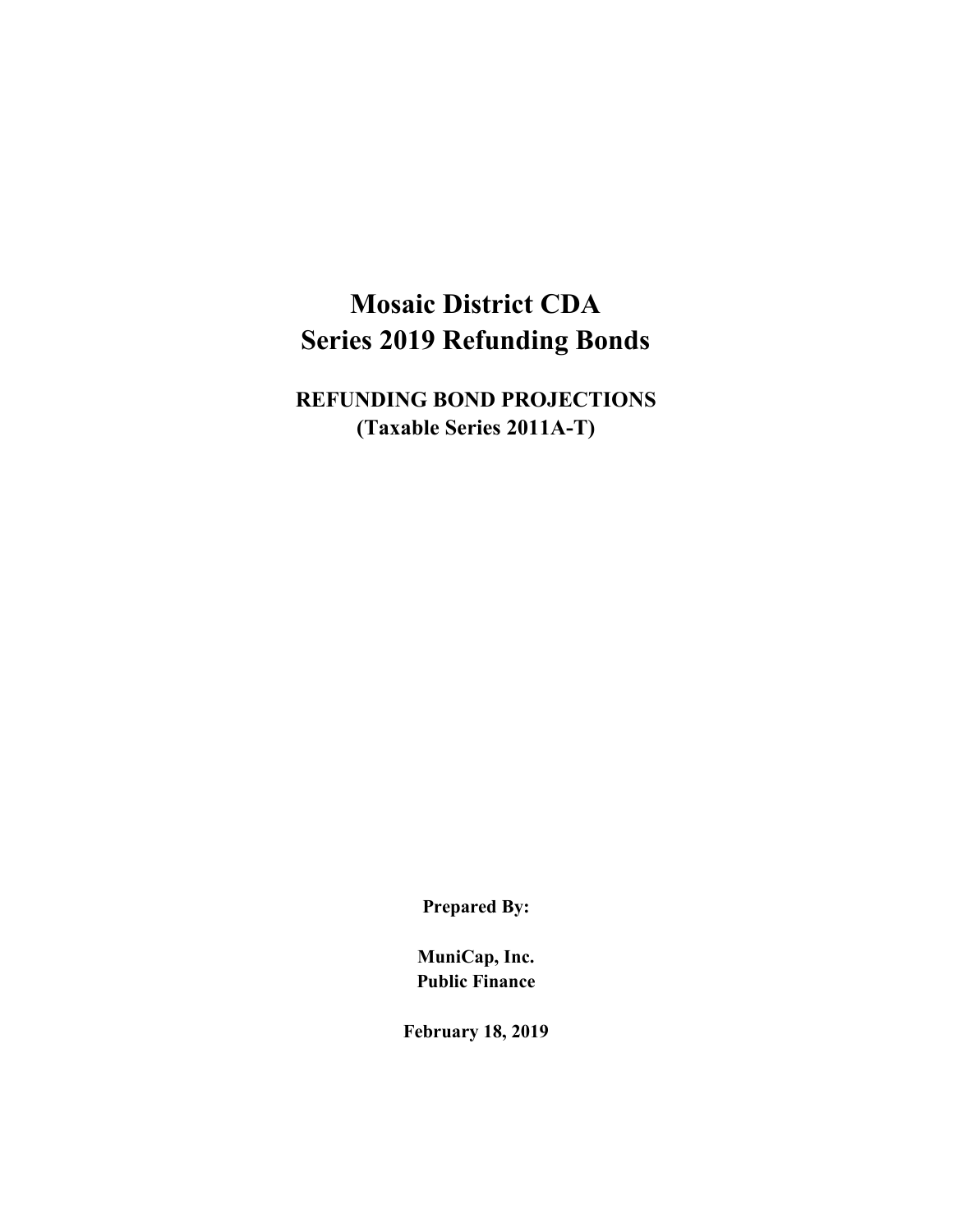# Mosaic District CDA
# Series 2019 Refunding Bonds

## REFUNDING BOND PROJECTIONS
## (Taxable Series 2011A-T)

**Prepared By:**

**MuniCap, Inc.**
**Public Finance**

**February 18, 2019**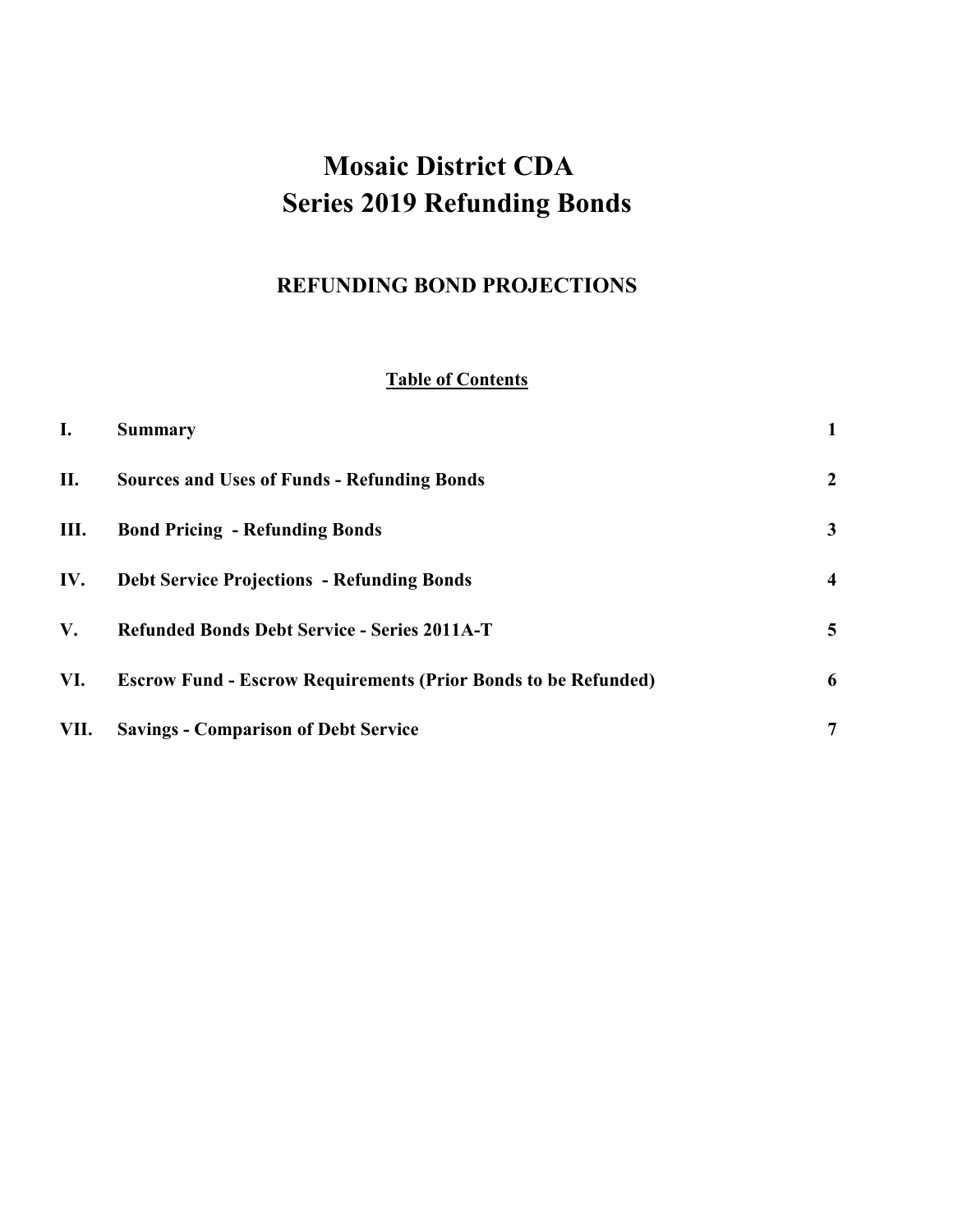# Mosaic District CDA
# Series 2019 Refunding Bonds

## REFUNDING BOND PROJECTIONS

**Table of Contents**

| | | |
|---|---|---|
| **I.** | **Summary** | **1** |
| **II.** | **Sources and Uses of Funds - Refunding Bonds** | **2** |
| **III.** | **Bond Pricing - Refunding Bonds** | **3** |
| **IV.** | **Debt Service Projections - Refunding Bonds** | **4** |
| **V.** | **Refunded Bonds Debt Service - Series 2011A-T** | **5** |
| **VI.** | **Escrow Fund - Escrow Requirements (Prior Bonds to be Refunded)** | **6** |
| **VII.** | **Savings - Comparison of Debt Service** | **7** |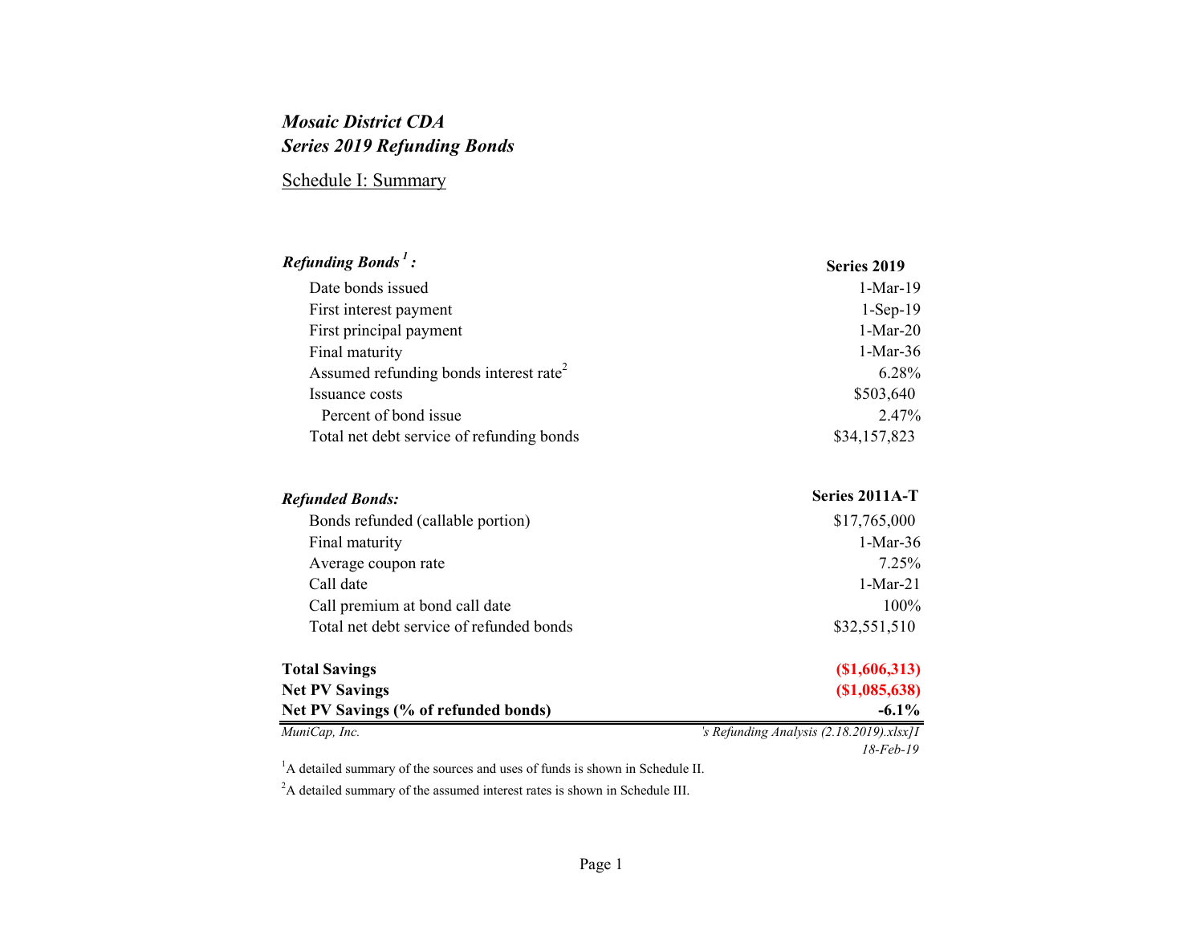***Mosaic District CDA***
***Series 2019 Refunding Bonds***

Schedule I: Summary

| ***Refunding Bonds*** [1] **:** | **Series 2019** |
|---|---|
| Date bonds issued | 1-Mar-19 |
| First interest payment | 1-Sep-19 |
| First principal payment | 1-Mar-20 |
| Final maturity | 1-Mar-36 |
| Assumed refunding bonds interest rate[2] | 6.28% |
| Issuance costs | $503,640 |
| Percent of bond issue | 2.47% |
| Total net debt service of refunding bonds | $34,157,823 |
| | |
| ***Refunded Bonds:*** | **Series 2011A-T** |
| Bonds refunded (callable portion) | $17,765,000 |
| Final maturity | 1-Mar-36 |
| Average coupon rate | 7.25% |
| Call date | 1-Mar-21 |
| Call premium at bond call date | 100% |
| Total net debt service of refunded bonds | $32,551,510 |
| | |
| **Total Savings** | **($1,606,313)** |
| **Net PV Savings** | **($1,085,638)** |
| **Net PV Savings (% of refunded bonds)** | **-6.1%** |

*MuniCap, Inc.* *'s Refunding Analysis (2.18.2019).xlsx]I*
*18-Feb-19*

[1]A detailed summary of the sources and uses of funds is shown in Schedule II.

[2]A detailed summary of the assumed interest rates is shown in Schedule III.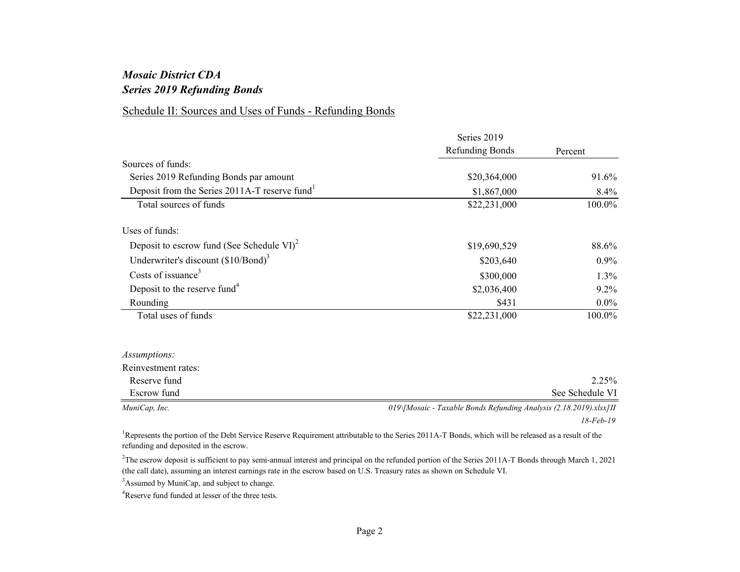***Mosaic District CDA***
***Series 2019 Refunding Bonds***

Schedule II: Sources and Uses of Funds - Refunding Bonds

| | Series 2019 Refunding Bonds | Percent |
|---|---|---|
| Sources of funds: | | |
| Series 2019 Refunding Bonds par amount | $20,364,000 | 91.6% |
| Deposit from the Series 2011A-T reserve fund[1] | $1,867,000 | 8.4% |
| Total sources of funds | $22,231,000 | 100.0% |
| | | |
| Uses of funds: | | |
| Deposit to escrow fund (See Schedule VI)[2] | $19,690,529 | 88.6% |
| Underwriter's discount ($10/Bond)[3] | $203,640 | 0.9% |
| Costs of issuance[3] | $300,000 | 1.3% |
| Deposit to the reserve fund[4] | $2,036,400 | 9.2% |
| Rounding | $431 | 0.0% |
| Total uses of funds | $22,231,000 | 100.0% |

*Assumptions:*

| | |
|---|---|
| Reinvestment rates: | |
| Reserve fund | 2.25% |
| Escrow fund | See Schedule VI |

*MuniCap, Inc.* *019\[Mosaic - Taxable Bonds Refunding Analysis (2.18.2019).xlsx]II*

*18-Feb-19*

[1]Represents the portion of the Debt Service Reserve Requirement attributable to the Series 2011A-T Bonds, which will be released as a result of the refunding and deposited in the escrow.

[2]The escrow deposit is sufficient to pay semi-annual interest and principal on the refunded portion of the Series 2011A-T Bonds through March 1, 2021 (the call date), assuming an interest earnings rate in the escrow based on U.S. Treasury rates as shown on Schedule VI.

[3]Assumed by MuniCap, and subject to change.

[4]Reserve fund funded at lesser of the three tests.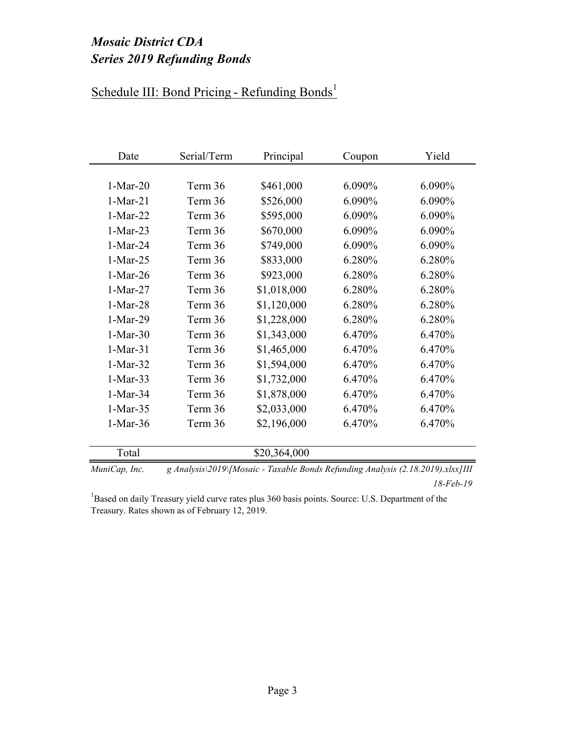# *Mosaic District CDA*
# *Series 2019 Refunding Bonds*

## Schedule III: Bond Pricing - Refunding Bonds[1]

| Date | Serial/Term | Principal | Coupon | Yield |
|---|---|---|---|---|
| 1-Mar-20 | Term 36 | $461,000 | 6.090% | 6.090% |
| 1-Mar-21 | Term 36 | $526,000 | 6.090% | 6.090% |
| 1-Mar-22 | Term 36 | $595,000 | 6.090% | 6.090% |
| 1-Mar-23 | Term 36 | $670,000 | 6.090% | 6.090% |
| 1-Mar-24 | Term 36 | $749,000 | 6.090% | 6.090% |
| 1-Mar-25 | Term 36 | $833,000 | 6.280% | 6.280% |
| 1-Mar-26 | Term 36 | $923,000 | 6.280% | 6.280% |
| 1-Mar-27 | Term 36 | $1,018,000 | 6.280% | 6.280% |
| 1-Mar-28 | Term 36 | $1,120,000 | 6.280% | 6.280% |
| 1-Mar-29 | Term 36 | $1,228,000 | 6.280% | 6.280% |
| 1-Mar-30 | Term 36 | $1,343,000 | 6.470% | 6.470% |
| 1-Mar-31 | Term 36 | $1,465,000 | 6.470% | 6.470% |
| 1-Mar-32 | Term 36 | $1,594,000 | 6.470% | 6.470% |
| 1-Mar-33 | Term 36 | $1,732,000 | 6.470% | 6.470% |
| 1-Mar-34 | Term 36 | $1,878,000 | 6.470% | 6.470% |
| 1-Mar-35 | Term 36 | $2,033,000 | 6.470% | 6.470% |
| 1-Mar-36 | Term 36 | $2,196,000 | 6.470% | 6.470% |
| Total | | $20,364,000 | | |

*MuniCap, Inc.* *g Analysis\2019\[Mosaic - Taxable Bonds Refunding Analysis (2.18.2019).xlsx]III*

*18-Feb-19*

[1]Based on daily Treasury yield curve rates plus 360 basis points. Source: U.S. Department of the Treasury. Rates shown as of February 12, 2019.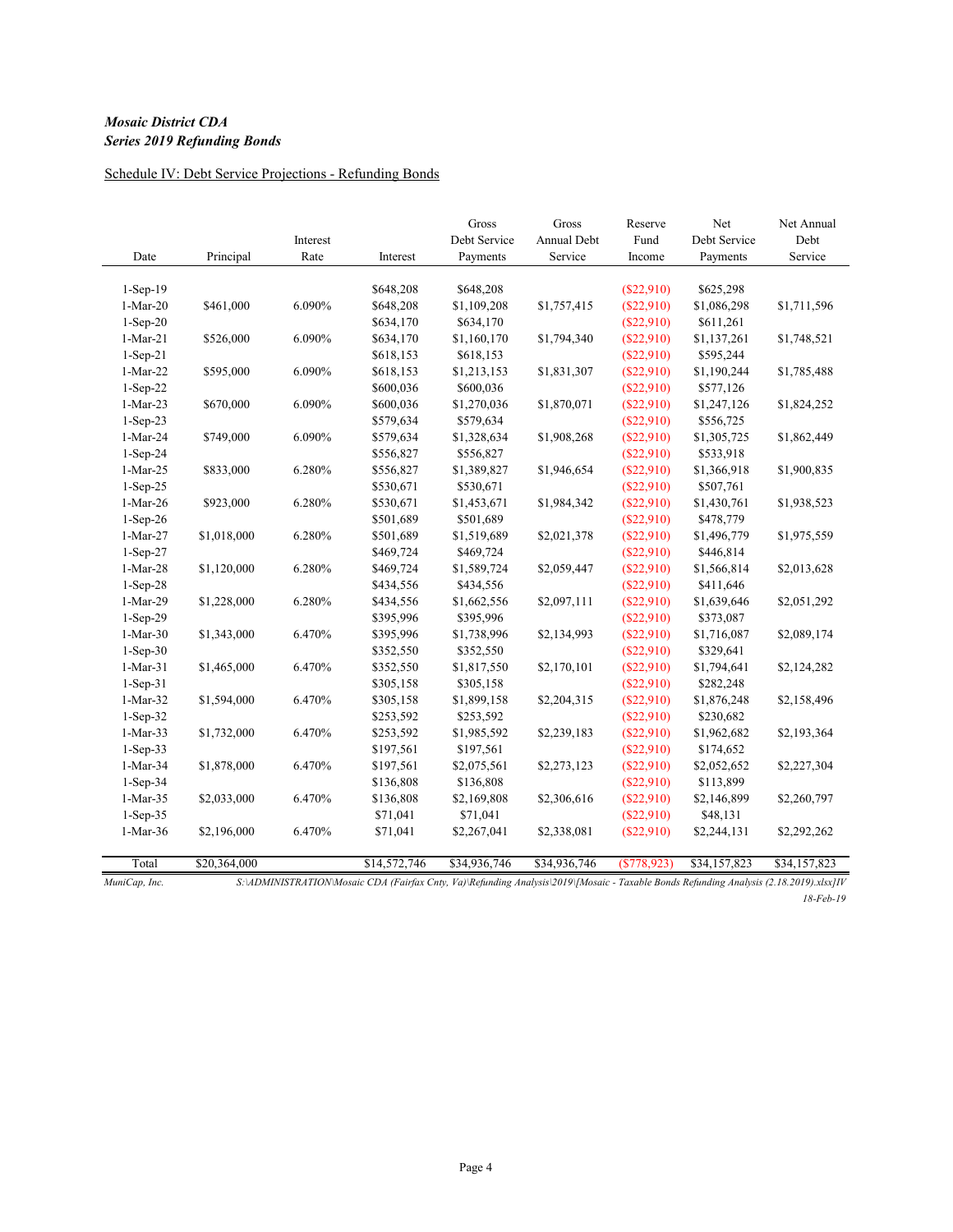*Mosaic District CDA*
***Series 2019 Refunding Bonds***

Schedule IV: Debt Service Projections - Refunding Bonds

| Date | Principal | Interest Rate | Interest | Gross Debt Service Payments | Gross Annual Debt Service | Reserve Fund Income | Net Debt Service Payments | Net Annual Debt Service |
|---|---|---|---|---|---|---|---|---|
| 1-Sep-19 | | | $648,208 | $648,208 | | ($22,910) | $625,298 | |
| 1-Mar-20 | $461,000 | 6.090% | $648,208 | $1,109,208 | $1,757,415 | ($22,910) | $1,086,298 | $1,711,596 |
| 1-Sep-20 | | | $634,170 | $634,170 | | ($22,910) | $611,261 | |
| 1-Mar-21 | $526,000 | 6.090% | $634,170 | $1,160,170 | $1,794,340 | ($22,910) | $1,137,261 | $1,748,521 |
| 1-Sep-21 | | | $618,153 | $618,153 | | ($22,910) | $595,244 | |
| 1-Mar-22 | $595,000 | 6.090% | $618,153 | $1,213,153 | $1,831,307 | ($22,910) | $1,190,244 | $1,785,488 |
| 1-Sep-22 | | | $600,036 | $600,036 | | ($22,910) | $577,126 | |
| 1-Mar-23 | $670,000 | 6.090% | $600,036 | $1,270,036 | $1,870,071 | ($22,910) | $1,247,126 | $1,824,252 |
| 1-Sep-23 | | | $579,634 | $579,634 | | ($22,910) | $556,725 | |
| 1-Mar-24 | $749,000 | 6.090% | $579,634 | $1,328,634 | $1,908,268 | ($22,910) | $1,305,725 | $1,862,449 |
| 1-Sep-24 | | | $556,827 | $556,827 | | ($22,910) | $533,918 | |
| 1-Mar-25 | $833,000 | 6.280% | $556,827 | $1,389,827 | $1,946,654 | ($22,910) | $1,366,918 | $1,900,835 |
| 1-Sep-25 | | | $530,671 | $530,671 | | ($22,910) | $507,761 | |
| 1-Mar-26 | $923,000 | 6.280% | $530,671 | $1,453,671 | $1,984,342 | ($22,910) | $1,430,761 | $1,938,523 |
| 1-Sep-26 | | | $501,689 | $501,689 | | ($22,910) | $478,779 | |
| 1-Mar-27 | $1,018,000 | 6.280% | $501,689 | $1,519,689 | $2,021,378 | ($22,910) | $1,496,779 | $1,975,559 |
| 1-Sep-27 | | | $469,724 | $469,724 | | ($22,910) | $446,814 | |
| 1-Mar-28 | $1,120,000 | 6.280% | $469,724 | $1,589,724 | $2,059,447 | ($22,910) | $1,566,814 | $2,013,628 |
| 1-Sep-28 | | | $434,556 | $434,556 | | ($22,910) | $411,646 | |
| 1-Mar-29 | $1,228,000 | 6.280% | $434,556 | $1,662,556 | $2,097,111 | ($22,910) | $1,639,646 | $2,051,292 |
| 1-Sep-29 | | | $395,996 | $395,996 | | ($22,910) | $373,087 | |
| 1-Mar-30 | $1,343,000 | 6.470% | $395,996 | $1,738,996 | $2,134,993 | ($22,910) | $1,716,087 | $2,089,174 |
| 1-Sep-30 | | | $352,550 | $352,550 | | ($22,910) | $329,641 | |
| 1-Mar-31 | $1,465,000 | 6.470% | $352,550 | $1,817,550 | $2,170,101 | ($22,910) | $1,794,641 | $2,124,282 |
| 1-Sep-31 | | | $305,158 | $305,158 | | ($22,910) | $282,248 | |
| 1-Mar-32 | $1,594,000 | 6.470% | $305,158 | $1,899,158 | $2,204,315 | ($22,910) | $1,876,248 | $2,158,496 |
| 1-Sep-32 | | | $253,592 | $253,592 | | ($22,910) | $230,682 | |
| 1-Mar-33 | $1,732,000 | 6.470% | $253,592 | $1,985,592 | $2,239,183 | ($22,910) | $1,962,682 | $2,193,364 |
| 1-Sep-33 | | | $197,561 | $197,561 | | ($22,910) | $174,652 | |
| 1-Mar-34 | $1,878,000 | 6.470% | $197,561 | $2,075,561 | $2,273,123 | ($22,910) | $2,052,652 | $2,227,304 |
| 1-Sep-34 | | | $136,808 | $136,808 | | ($22,910) | $113,899 | |
| 1-Mar-35 | $2,033,000 | 6.470% | $136,808 | $2,169,808 | $2,306,616 | ($22,910) | $2,146,899 | $2,260,797 |
| 1-Sep-35 | | | $71,041 | $71,041 | | ($22,910) | $48,131 | |
| 1-Mar-36 | $2,196,000 | 6.470% | $71,041 | $2,267,041 | $2,338,081 | ($22,910) | $2,244,131 | $2,292,262 |
| Total | $20,364,000 | | $14,572,746 | $34,936,746 | $34,936,746 | ($778,923) | $34,157,823 | $34,157,823 |

*MuniCap, Inc.* *S:\ADMINISTRATION\Mosaic CDA (Fairfax Cnty, Va)\Refunding Analysis\2019\[Mosaic - Taxable Bonds Refunding Analysis (2.18.2019).xlsx]IV*

*18-Feb-19*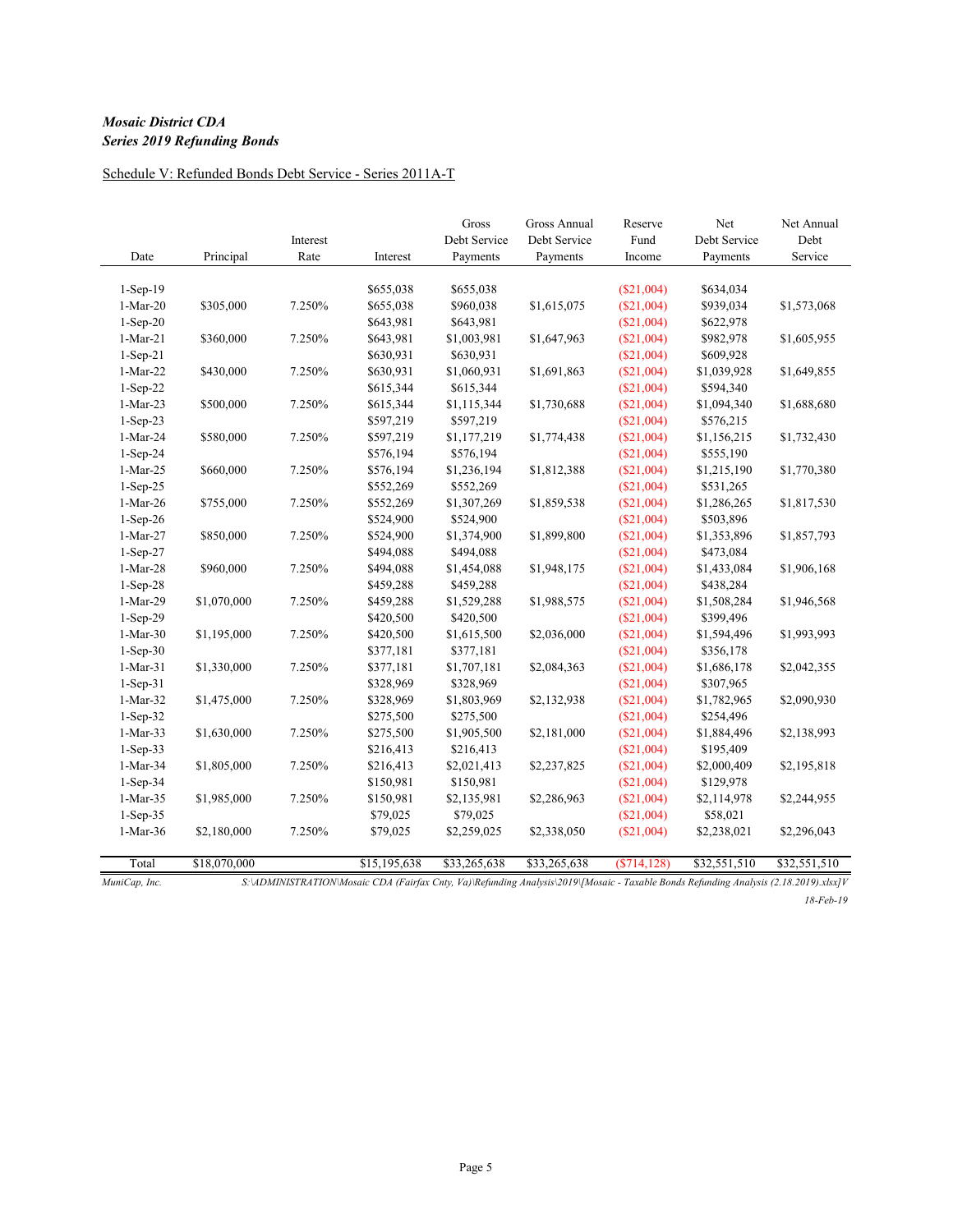*Mosaic District CDA*
*Series 2019 Refunding Bonds*

Schedule V: Refunded Bonds Debt Service - Series 2011A-T

| Date | Principal | Interest Rate | Interest | Gross Debt Service Payments | Gross Annual Debt Service Payments | Reserve Fund Income | Net Debt Service Payments | Net Annual Debt Service |
|---|---|---|---|---|---|---|---|---|
| 1-Sep-19 | | | $655,038 | $655,038 | | ($21,004) | $634,034 | |
| 1-Mar-20 | $305,000 | 7.250% | $655,038 | $960,038 | $1,615,075 | ($21,004) | $939,034 | $1,573,068 |
| 1-Sep-20 | | | $643,981 | $643,981 | | ($21,004) | $622,978 | |
| 1-Mar-21 | $360,000 | 7.250% | $643,981 | $1,003,981 | $1,647,963 | ($21,004) | $982,978 | $1,605,955 |
| 1-Sep-21 | | | $630,931 | $630,931 | | ($21,004) | $609,928 | |
| 1-Mar-22 | $430,000 | 7.250% | $630,931 | $1,060,931 | $1,691,863 | ($21,004) | $1,039,928 | $1,649,855 |
| 1-Sep-22 | | | $615,344 | $615,344 | | ($21,004) | $594,340 | |
| 1-Mar-23 | $500,000 | 7.250% | $615,344 | $1,115,344 | $1,730,688 | ($21,004) | $1,094,340 | $1,688,680 |
| 1-Sep-23 | | | $597,219 | $597,219 | | ($21,004) | $576,215 | |
| 1-Mar-24 | $580,000 | 7.250% | $597,219 | $1,177,219 | $1,774,438 | ($21,004) | $1,156,215 | $1,732,430 |
| 1-Sep-24 | | | $576,194 | $576,194 | | ($21,004) | $555,190 | |
| 1-Mar-25 | $660,000 | 7.250% | $576,194 | $1,236,194 | $1,812,388 | ($21,004) | $1,215,190 | $1,770,380 |
| 1-Sep-25 | | | $552,269 | $552,269 | | ($21,004) | $531,265 | |
| 1-Mar-26 | $755,000 | 7.250% | $552,269 | $1,307,269 | $1,859,538 | ($21,004) | $1,286,265 | $1,817,530 |
| 1-Sep-26 | | | $524,900 | $524,900 | | ($21,004) | $503,896 | |
| 1-Mar-27 | $850,000 | 7.250% | $524,900 | $1,374,900 | $1,899,800 | ($21,004) | $1,353,896 | $1,857,793 |
| 1-Sep-27 | | | $494,088 | $494,088 | | ($21,004) | $473,084 | |
| 1-Mar-28 | $960,000 | 7.250% | $494,088 | $1,454,088 | $1,948,175 | ($21,004) | $1,433,084 | $1,906,168 |
| 1-Sep-28 | | | $459,288 | $459,288 | | ($21,004) | $438,284 | |
| 1-Mar-29 | $1,070,000 | 7.250% | $459,288 | $1,529,288 | $1,988,575 | ($21,004) | $1,508,284 | $1,946,568 |
| 1-Sep-29 | | | $420,500 | $420,500 | | ($21,004) | $399,496 | |
| 1-Mar-30 | $1,195,000 | 7.250% | $420,500 | $1,615,500 | $2,036,000 | ($21,004) | $1,594,496 | $1,993,993 |
| 1-Sep-30 | | | $377,181 | $377,181 | | ($21,004) | $356,178 | |
| 1-Mar-31 | $1,330,000 | 7.250% | $377,181 | $1,707,181 | $2,084,363 | ($21,004) | $1,686,178 | $2,042,355 |
| 1-Sep-31 | | | $328,969 | $328,969 | | ($21,004) | $307,965 | |
| 1-Mar-32 | $1,475,000 | 7.250% | $328,969 | $1,803,969 | $2,132,938 | ($21,004) | $1,782,965 | $2,090,930 |
| 1-Sep-32 | | | $275,500 | $275,500 | | ($21,004) | $254,496 | |
| 1-Mar-33 | $1,630,000 | 7.250% | $275,500 | $1,905,500 | $2,181,000 | ($21,004) | $1,884,496 | $2,138,993 |
| 1-Sep-33 | | | $216,413 | $216,413 | | ($21,004) | $195,409 | |
| 1-Mar-34 | $1,805,000 | 7.250% | $216,413 | $2,021,413 | $2,237,825 | ($21,004) | $2,000,409 | $2,195,818 |
| 1-Sep-34 | | | $150,981 | $150,981 | | ($21,004) | $129,978 | |
| 1-Mar-35 | $1,985,000 | 7.250% | $150,981 | $2,135,981 | $2,286,963 | ($21,004) | $2,114,978 | $2,244,955 |
| 1-Sep-35 | | | $79,025 | $79,025 | | ($21,004) | $58,021 | |
| 1-Mar-36 | $2,180,000 | 7.250% | $79,025 | $2,259,025 | $2,338,050 | ($21,004) | $2,238,021 | $2,296,043 |
| Total | $18,070,000 | | $15,195,638 | $33,265,638 | $33,265,638 | ($714,128) | $32,551,510 | $32,551,510 |

*MuniCap, Inc.* *S:\ADMINISTRATION\Mosaic CDA (Fairfax Cnty, Va)\Refunding Analysis\2019\[Mosaic - Taxable Bonds Refunding Analysis (2.18.2019).xlsx]V*

*18-Feb-19*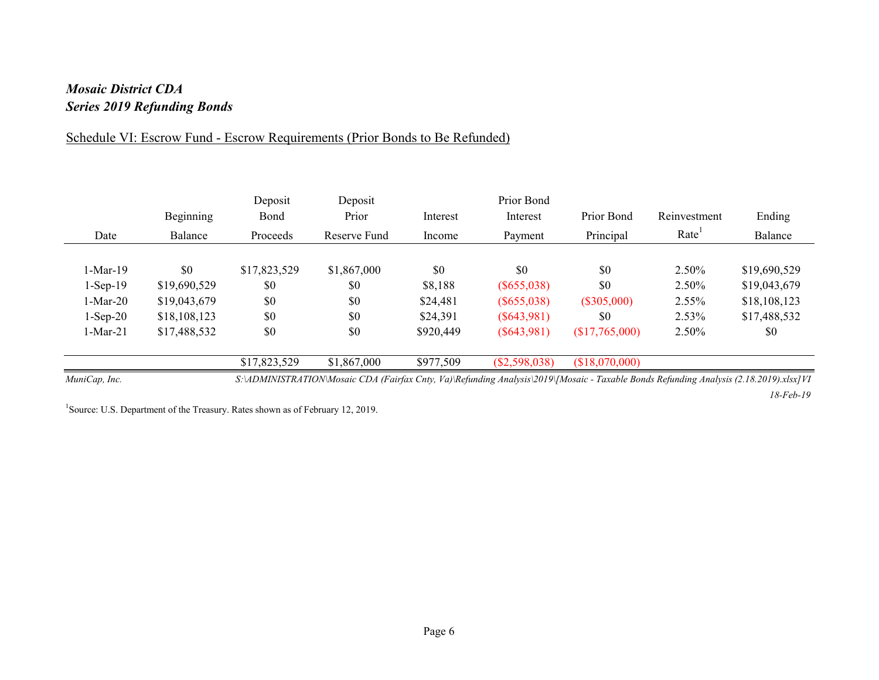***Mosaic District CDA***
***Series 2019 Refunding Bonds***

Schedule VI: Escrow Fund - Escrow Requirements (Prior Bonds to Be Refunded)

| Date | Beginning Balance | Deposit Bond Proceeds | Deposit Prior Reserve Fund | Interest Income | Prior Bond Interest Payment | Prior Bond Principal | Reinvestment Rate[1] | Ending Balance |
|---|---|---|---|---|---|---|---|---|
| 1-Mar-19 | $0 | $17,823,529 | $1,867,000 | $0 | $0 | $0 | 2.50% | $19,690,529 |
| 1-Sep-19 | $19,690,529 | $0 | $0 | $8,188 | ($655,038) | $0 | 2.50% | $19,043,679 |
| 1-Mar-20 | $19,043,679 | $0 | $0 | $24,481 | ($655,038) | ($305,000) | 2.55% | $18,108,123 |
| 1-Sep-20 | $18,108,123 | $0 | $0 | $24,391 | ($643,981) | $0 | 2.53% | $17,488,532 |
| 1-Mar-21 | $17,488,532 | $0 | $0 | $920,449 | ($643,981) | ($17,765,000) | 2.50% | $0 |
| | | $17,823,529 | $1,867,000 | $977,509 | ($2,598,038) | ($18,070,000) | | |

*MuniCap, Inc.* *S:\ADMINISTRATION\Mosaic CDA (Fairfax Cnty, Va)\Refunding Analysis\2019\[Mosaic - Taxable Bonds Refunding Analysis (2.18.2019).xlsx]VI*

*18-Feb-19*

[1]Source: U.S. Department of the Treasury. Rates shown as of February 12, 2019.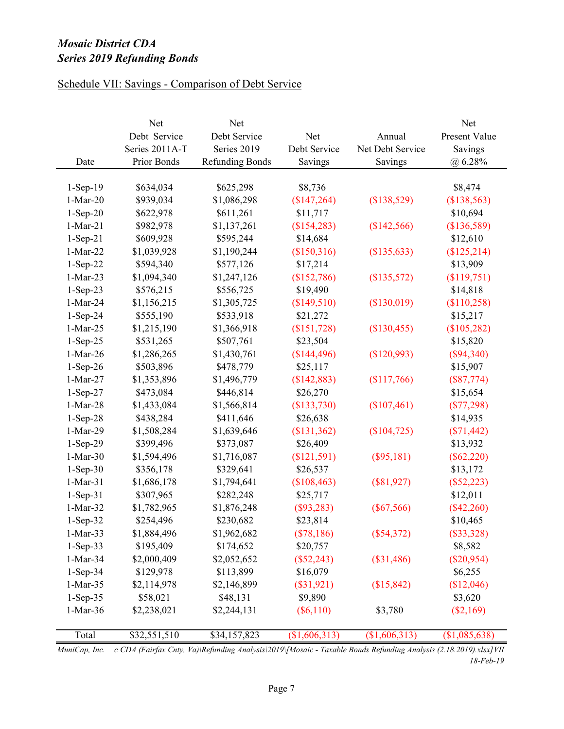***Mosaic District CDA***
***Series 2019 Refunding Bonds***

Schedule VII: Savings - Comparison of Debt Service

| Date | Net Debt Service Series 2011A-T Prior Bonds | Net Debt Service Series 2019 Refunding Bonds | Net Debt Service Savings | Annual Net Debt Service Savings | Net Present Value Savings @ 6.28% |
|---|---|---|---|---|---|
| 1-Sep-19 | $634,034 | $625,298 | $8,736 | | $8,474 |
| 1-Mar-20 | $939,034 | $1,086,298 | ($147,264) | ($138,529) | ($138,563) |
| 1-Sep-20 | $622,978 | $611,261 | $11,717 | | $10,694 |
| 1-Mar-21 | $982,978 | $1,137,261 | ($154,283) | ($142,566) | ($136,589) |
| 1-Sep-21 | $609,928 | $595,244 | $14,684 | | $12,610 |
| 1-Mar-22 | $1,039,928 | $1,190,244 | ($150,316) | ($135,633) | ($125,214) |
| 1-Sep-22 | $594,340 | $577,126 | $17,214 | | $13,909 |
| 1-Mar-23 | $1,094,340 | $1,247,126 | ($152,786) | ($135,572) | ($119,751) |
| 1-Sep-23 | $576,215 | $556,725 | $19,490 | | $14,818 |
| 1-Mar-24 | $1,156,215 | $1,305,725 | ($149,510) | ($130,019) | ($110,258) |
| 1-Sep-24 | $555,190 | $533,918 | $21,272 | | $15,217 |
| 1-Mar-25 | $1,215,190 | $1,366,918 | ($151,728) | ($130,455) | ($105,282) |
| 1-Sep-25 | $531,265 | $507,761 | $23,504 | | $15,820 |
| 1-Mar-26 | $1,286,265 | $1,430,761 | ($144,496) | ($120,993) | ($94,340) |
| 1-Sep-26 | $503,896 | $478,779 | $25,117 | | $15,907 |
| 1-Mar-27 | $1,353,896 | $1,496,779 | ($142,883) | ($117,766) | ($87,774) |
| 1-Sep-27 | $473,084 | $446,814 | $26,270 | | $15,654 |
| 1-Mar-28 | $1,433,084 | $1,566,814 | ($133,730) | ($107,461) | ($77,298) |
| 1-Sep-28 | $438,284 | $411,646 | $26,638 | | $14,935 |
| 1-Mar-29 | $1,508,284 | $1,639,646 | ($131,362) | ($104,725) | ($71,442) |
| 1-Sep-29 | $399,496 | $373,087 | $26,409 | | $13,932 |
| 1-Mar-30 | $1,594,496 | $1,716,087 | ($121,591) | ($95,181) | ($62,220) |
| 1-Sep-30 | $356,178 | $329,641 | $26,537 | | $13,172 |
| 1-Mar-31 | $1,686,178 | $1,794,641 | ($108,463) | ($81,927) | ($52,223) |
| 1-Sep-31 | $307,965 | $282,248 | $25,717 | | $12,011 |
| 1-Mar-32 | $1,782,965 | $1,876,248 | ($93,283) | ($67,566) | ($42,260) |
| 1-Sep-32 | $254,496 | $230,682 | $23,814 | | $10,465 |
| 1-Mar-33 | $1,884,496 | $1,962,682 | ($78,186) | ($54,372) | ($33,328) |
| 1-Sep-33 | $195,409 | $174,652 | $20,757 | | $8,582 |
| 1-Mar-34 | $2,000,409 | $2,052,652 | ($52,243) | ($31,486) | ($20,954) |
| 1-Sep-34 | $129,978 | $113,899 | $16,079 | | $6,255 |
| 1-Mar-35 | $2,114,978 | $2,146,899 | ($31,921) | ($15,842) | ($12,046) |
| 1-Sep-35 | $58,021 | $48,131 | $9,890 | | $3,620 |
| 1-Mar-36 | $2,238,021 | $2,244,131 | ($6,110) | $3,780 | ($2,169) |
| Total | $32,551,510 | $34,157,823 | ($1,606,313) | ($1,606,313) | ($1,085,638) |

*MuniCap, Inc.     c CDA (Fairfax Cnty, Va)\Refunding Analysis\2019\[Mosaic - Taxable Bonds Refunding Analysis (2.18.2019).xlsx]VII*
*18-Feb-19*